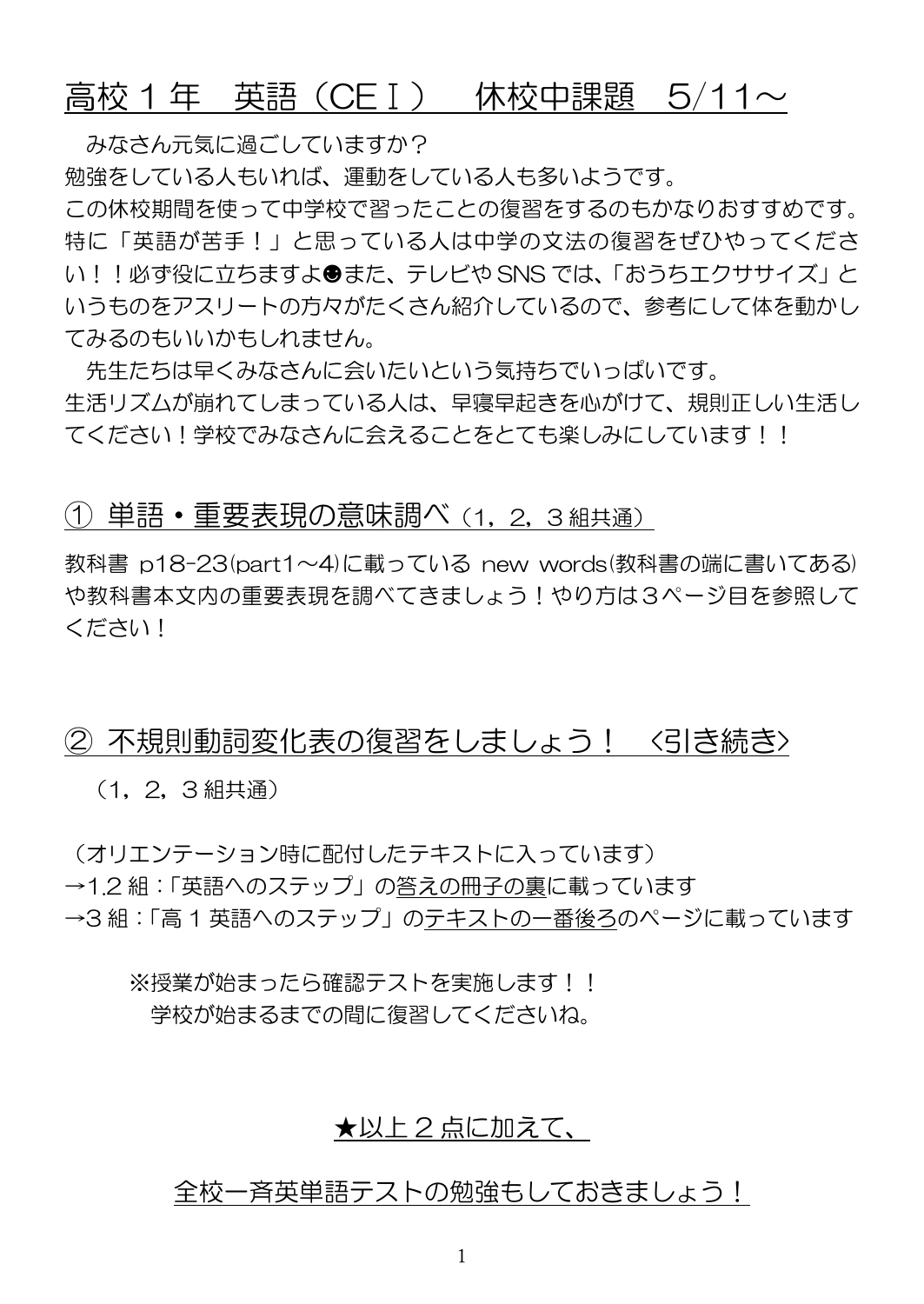# 高校１年　英語（CEⅠ）　休校中課題　5/11～

みなさん元気に過ごしていますか？
勉強をしている人もいれば、運動をしている人も多いようです。
この休校期間を使って中学校で習ったことの復習をするのもかなりおすすめです。特に「英語が苦手！」と思っている人は中学の文法の復習をぜひやってください！！必ず役に立ちますよ☻また、テレビやSNSでは、「おうちエクササイズ」というものをアスリートの方々がたくさん紹介しているので、参考にして体を動かしてみるのもいいかもしれません。

先生たちは早くみなさんに会いたいという気持ちでいっぱいです。
生活リズムが崩れてしまっている人は、早寝早起きを心がけて、規則正しい生活してください！学校でみなさんに会えることをとても楽しみにしています！！

## ① 単語・重要表現の意味調べ（1，2，3組共通）

教科書 p18-23(part1～4)に載っている new words(教科書の端に書いてある)や教科書本文内の重要表現を調べてきましょう！やり方は３ページ目を参照してください！

## ② 不規則動詞変化表の復習をしましょう！　〈引き続き〉

（1，2，3組共通）

（オリエンテーション時に配付したテキストに入っています）
→1.2 組：「英語へのステップ」の答えの冊子の裏に載っています
→3 組：「高１英語へのステップ」のテキストの一番後ろのページに載っています

※授業が始まったら確認テストを実施します！！
学校が始まるまでの間に復習してくださいね。

★以上２点に加えて、

全校一斉英単語テストの勉強もしておきましょう！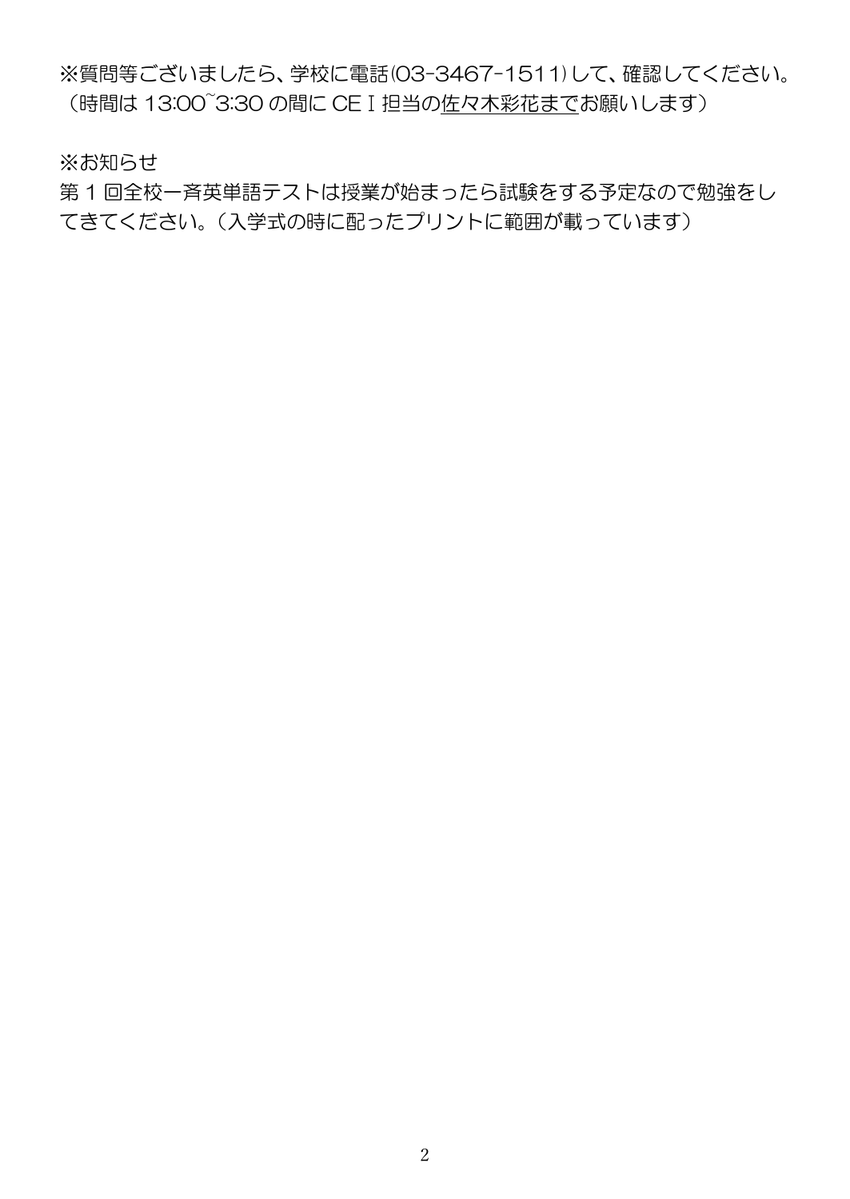※質問等ございましたら、学校に電話(03-3467-1511)して、確認してください。
（時間は 13:00~3:30 の間に CEⅠ担当の<u>佐々木彩花まで</u>お願いします）

※お知らせ
第 1 回全校一斉英単語テストは授業が始まったら試験をする予定なので勉強をしてきてください。（入学式の時に配ったプリントに範囲が載っています）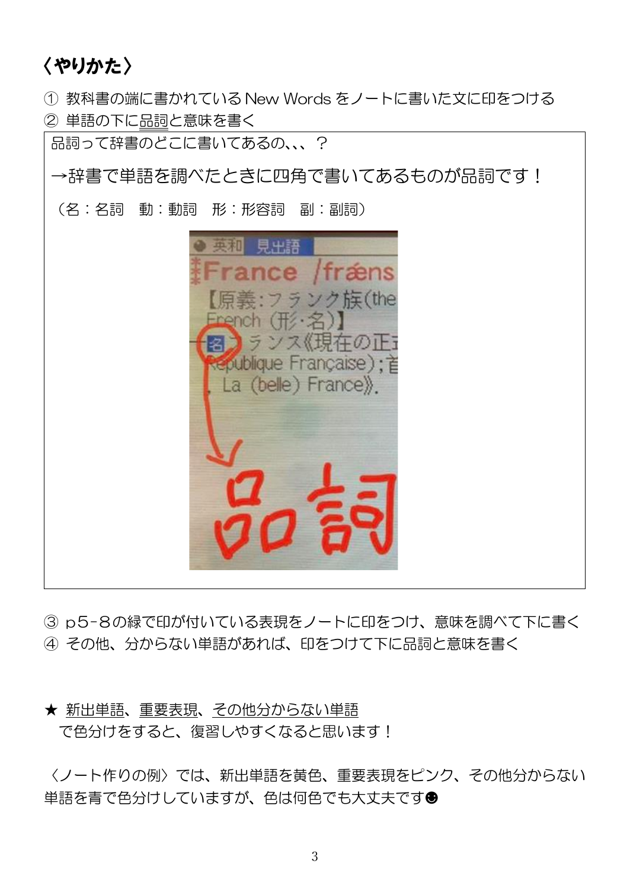## 〈やりかた〉

① 教科書の端に書かれている New Words をノートに書いた文に印をつける
② 単語の下に品詞と意味を書く

品詞って辞書のどこに書いてあるの､､､？

→辞書で単語を調べたときに四角で書いてあるものが品詞です！

（名：名詞　動：動詞　形：形容詞　副：副詞）

③ p5-8の緑で印が付いている表現をノートに印をつけ、意味を調べて下に書く
④ その他、分からない単語があれば、印をつけて下に品詞と意味を書く

★ 新出単語、重要表現、その他分からない単語
　で色分けをすると、復習しやすくなると思います！

〈ノート作りの例〉では、新出単語を黄色、重要表現をピンク、その他分からない単語を青で色分けしていますが、色は何色でも大丈夫です☻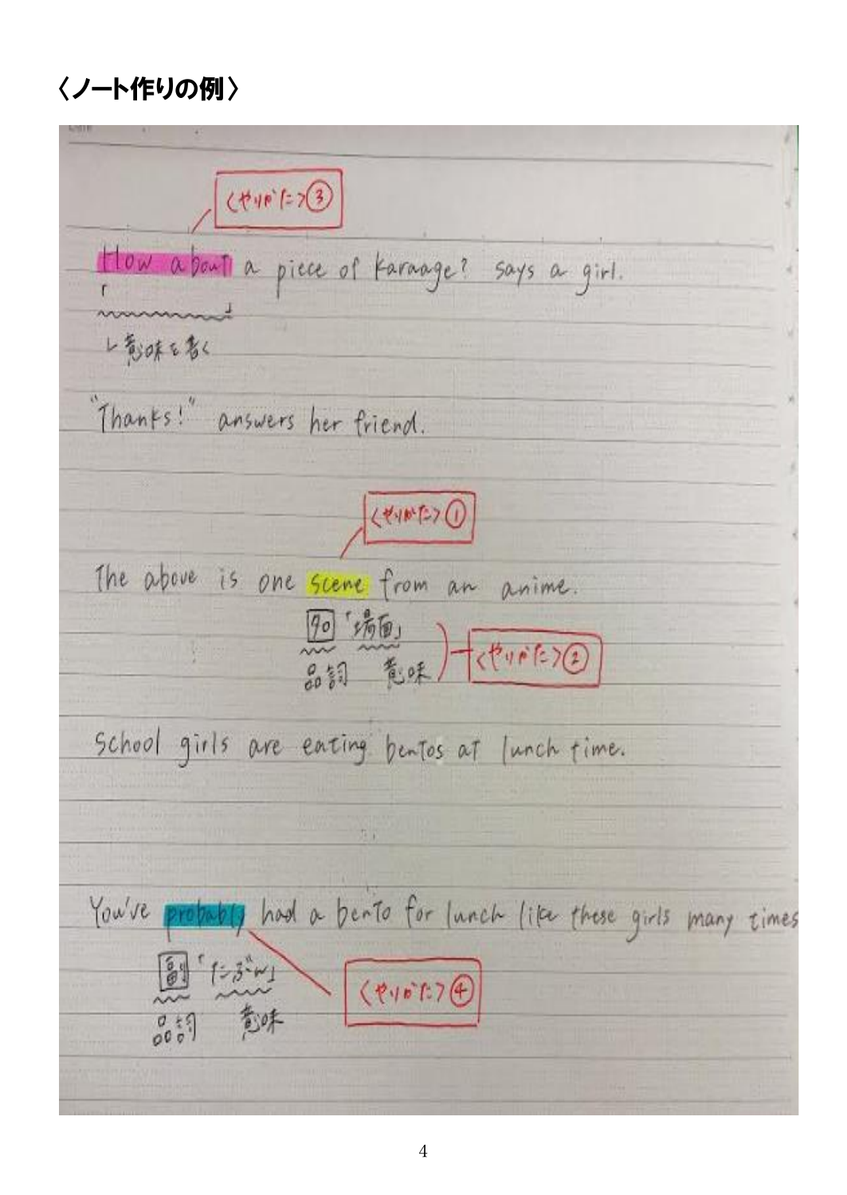## 〈ノート作りの例〉

〈やりかた〉③

"How about a piece of karaage?" says a girl.

└ 意味を書く

"Thanks!" answers her friend.

〈やりかた〉①

The above is one scene from an anime.

名「場面」
品詞 意味 〈やりかた〉②

School girls are eating bentos at lunch time.

You've probably had a bento for lunch like these girls many times

副「たぶん」
品詞 意味

〈やりかた〉④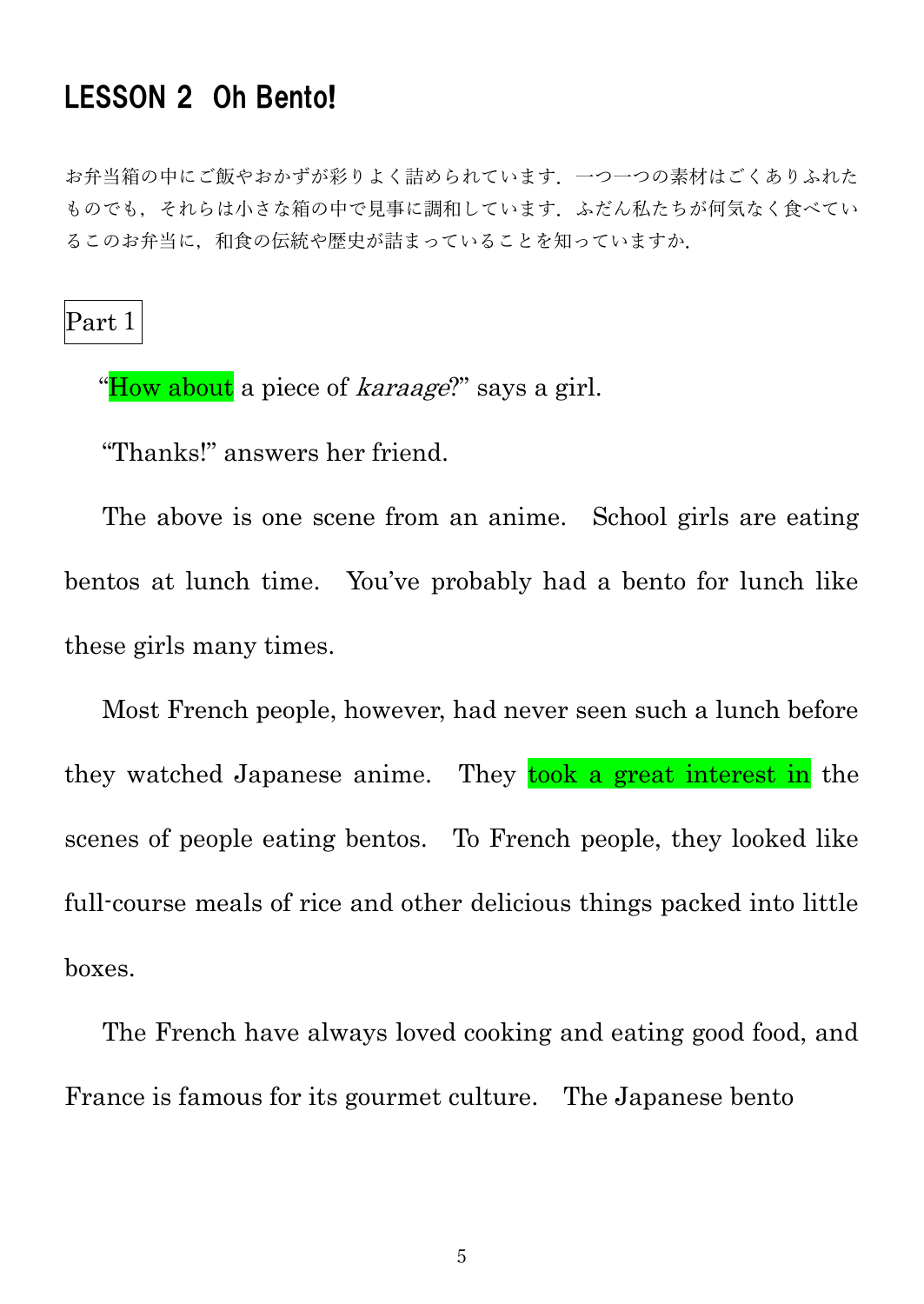# LESSON 2 Oh Bento!

お弁当箱の中にご飯やおかずが彩りよく詰められています．一つ一つの素材はごくありふれたものでも，それらは小さな箱の中で見事に調和しています．ふだん私たちが何気なく食べているこのお弁当に，和食の伝統や歴史が詰まっていることを知っていますか．

## Part 1

"How about a piece of *karaage*?" says a girl.

"Thanks!" answers her friend.

The above is one scene from an anime. School girls are eating bentos at lunch time. You've probably had a bento for lunch like these girls many times.

Most French people, however, had never seen such a lunch before they watched Japanese anime. They took a great interest in the scenes of people eating bentos. To French people, they looked like full-course meals of rice and other delicious things packed into little boxes.

The French have always loved cooking and eating good food, and France is famous for its gourmet culture. The Japanese bento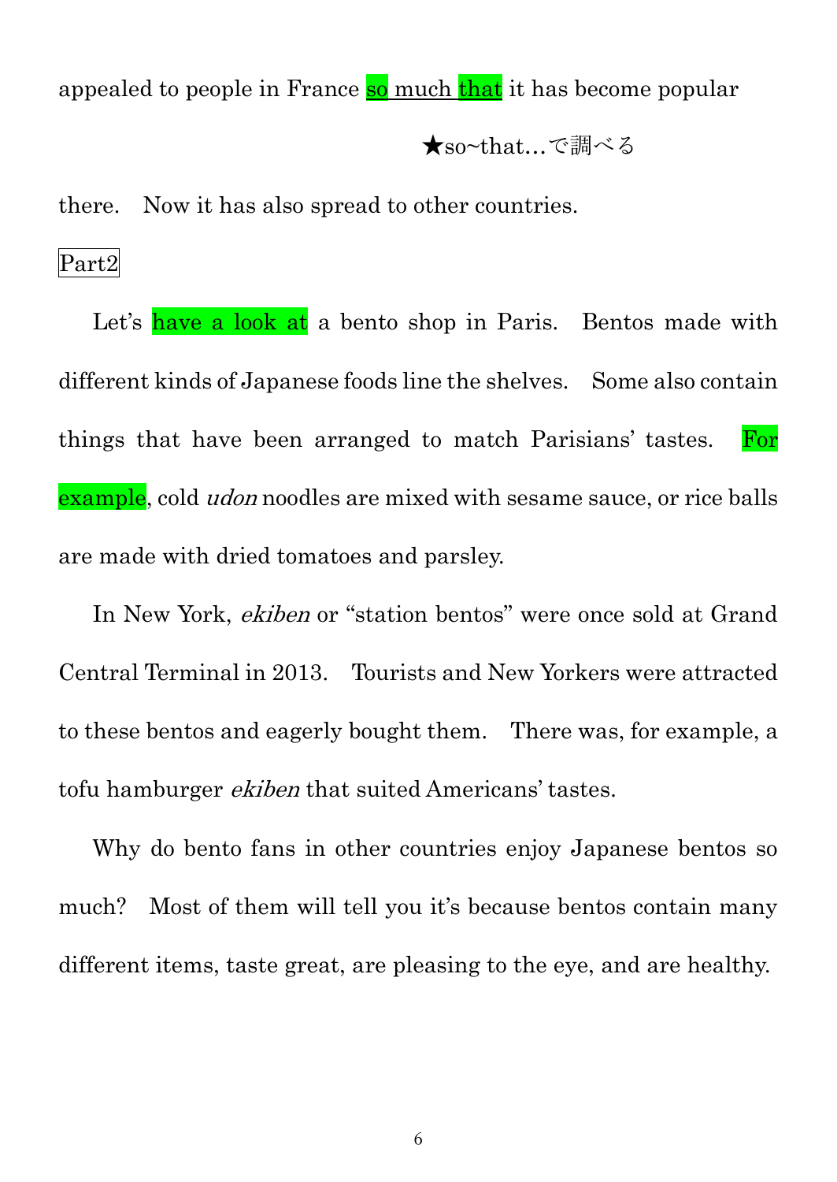appealed to people in France so much that it has become popular

★so~that…で調べる

there.　Now it has also spread to other countries.

Part2

Let's have a look at a bento shop in Paris.　Bentos made with different kinds of Japanese foods line the shelves.　Some also contain things that have been arranged to match Parisians' tastes.　For example, cold *udon* noodles are mixed with sesame sauce, or rice balls are made with dried tomatoes and parsley.

In New York, *ekiben* or "station bentos" were once sold at Grand Central Terminal in 2013.　Tourists and New Yorkers were attracted to these bentos and eagerly bought them.　There was, for example, a tofu hamburger *ekiben* that suited Americans' tastes.

Why do bento fans in other countries enjoy Japanese bentos so much?　Most of them will tell you it's because bentos contain many different items, taste great, are pleasing to the eye, and are healthy.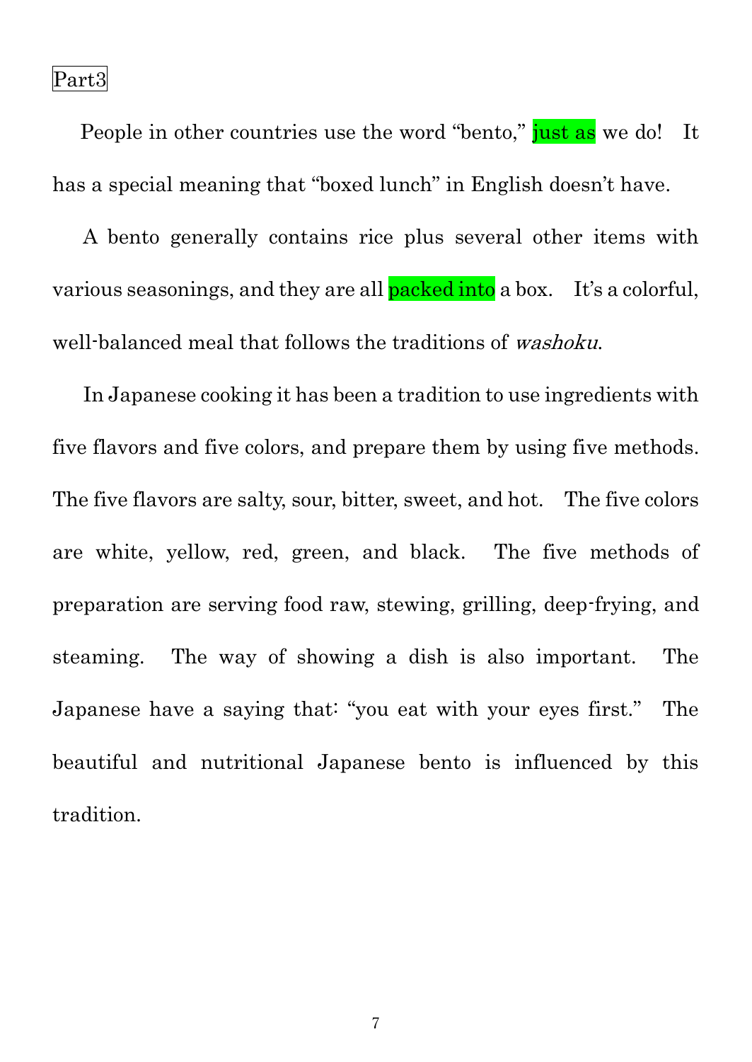Part3

People in other countries use the word "bento," just as we do! It has a special meaning that "boxed lunch" in English doesn't have.

A bento generally contains rice plus several other items with various seasonings, and they are all packed into a box. It's a colorful, well-balanced meal that follows the traditions of *washoku*.

In Japanese cooking it has been a tradition to use ingredients with five flavors and five colors, and prepare them by using five methods. The five flavors are salty, sour, bitter, sweet, and hot. The five colors are white, yellow, red, green, and black. The five methods of preparation are serving food raw, stewing, grilling, deep-frying, and steaming. The way of showing a dish is also important. The Japanese have a saying that: "you eat with your eyes first." The beautiful and nutritional Japanese bento is influenced by this tradition.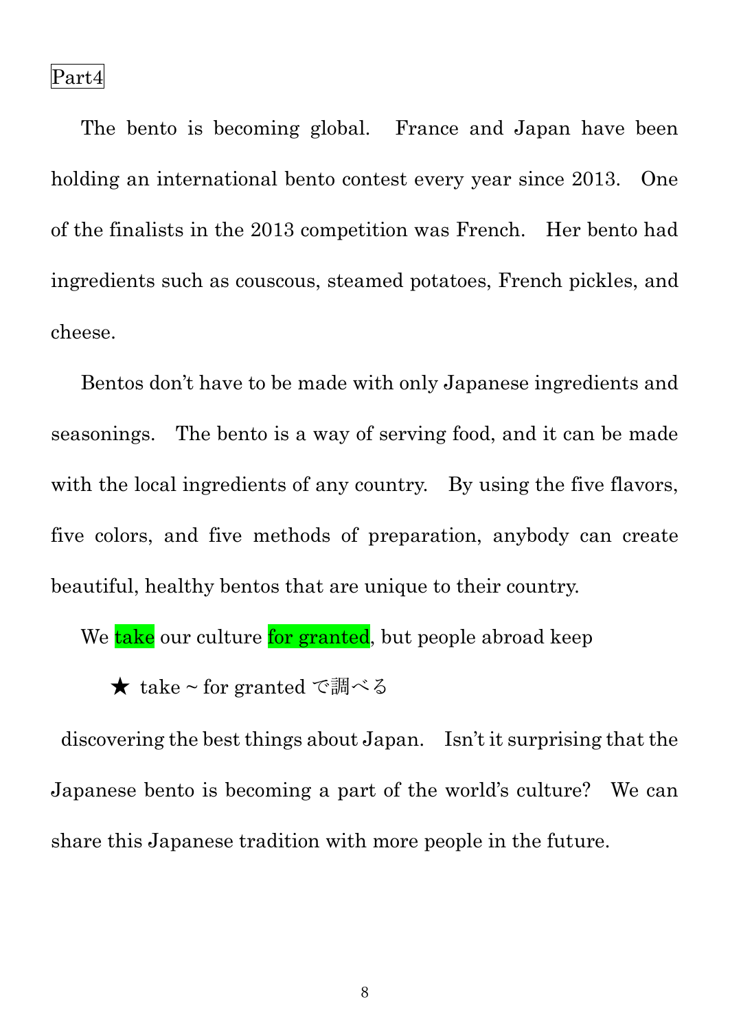Part4

The bento is becoming global. France and Japan have been holding an international bento contest every year since 2013. One of the finalists in the 2013 competition was French. Her bento had ingredients such as couscous, steamed potatoes, French pickles, and cheese.

Bentos don't have to be made with only Japanese ingredients and seasonings. The bento is a way of serving food, and it can be made with the local ingredients of any country. By using the five flavors, five colors, and five methods of preparation, anybody can create beautiful, healthy bentos that are unique to their country.

We take our culture for granted, but people abroad keep

★ take ~ for granted で調べる

discovering the best things about Japan. Isn't it surprising that the Japanese bento is becoming a part of the world's culture? We can share this Japanese tradition with more people in the future.